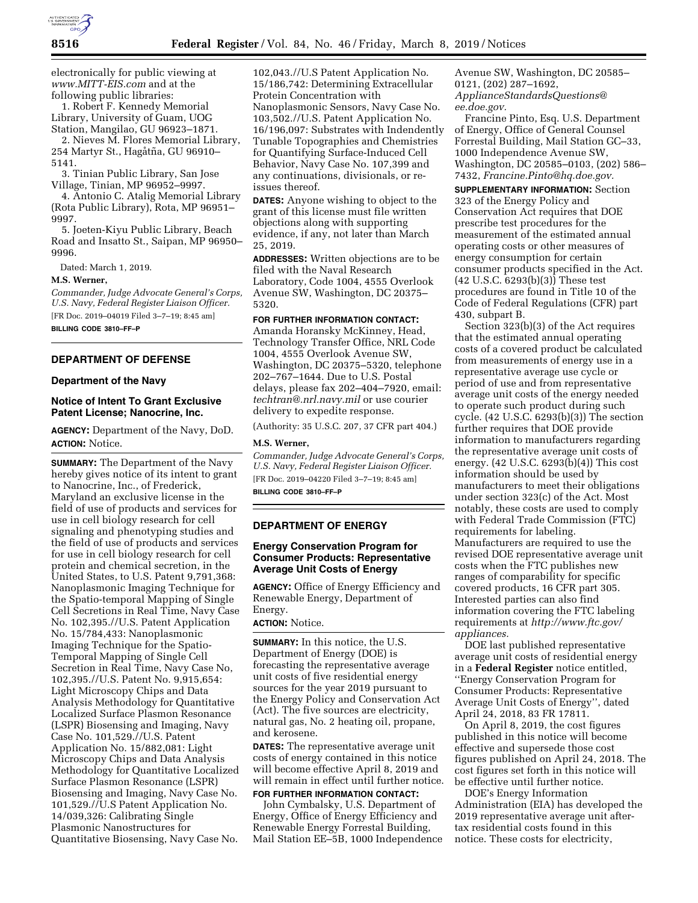electronically for public viewing at *www.MITT-EIS.com* and at the following public libraries:

1. Robert F. Kennedy Memorial Library, University of Guam, UOG Station, Mangilao, GU 96923–1871.
2. Nieves M. Flores Memorial Library, 254 Martyr St., Hagåtña, GU 96910–5141.
3. Tinian Public Library, San Jose Village, Tinian, MP 96952–9997.
4. Antonio C. Atalig Memorial Library (Rota Public Library), Rota, MP 96951–9997.
5. Joeten-Kiyu Public Library, Beach Road and Insatto St., Saipan, MP 96950–9996.

Dated: March 1, 2019.

**M.S. Werner,**

*Commander, Judge Advocate General's Corps, U.S. Navy, Federal Register Liaison Officer.*

[FR Doc. 2019–04019 Filed 3–7–19; 8:45 am]

**BILLING CODE 3810–FF–P**

## DEPARTMENT OF DEFENSE

### Department of the Navy

### Notice of Intent To Grant Exclusive Patent License; Nanocrine, Inc.

**AGENCY:** Department of the Navy, DoD.

**ACTION:** Notice.

**SUMMARY:** The Department of the Navy hereby gives notice of its intent to grant to Nanocrine, Inc., of Frederick, Maryland an exclusive license in the field of use of products and services for use in cell biology research for cell signaling and phenotyping studies and the field of use of products and services for use in cell biology research for cell protein and chemical secretion, in the United States, to U.S. Patent 9,791,368: Nanoplasmonic Imaging Technique for the Spatio-temporal Mapping of Single Cell Secretions in Real Time, Navy Case No. 102,395.//U.S. Patent Application No. 15/784,433: Nanoplasmonic Imaging Technique for the Spatio-Temporal Mapping of Single Cell Secretion in Real Time, Navy Case No, 102,395.//U.S. Patent No. 9,915,654: Light Microscopy Chips and Data Analysis Methodology for Quantitative Localized Surface Plasmon Resonance (LSPR) Biosensing and Imaging, Navy Case No. 101,529.//U.S. Patent Application No. 15/882,081: Light Microscopy Chips and Data Analysis Methodology for Quantitative Localized Surface Plasmon Resonance (LSPR) Biosensing and Imaging, Navy Case No. 101,529.//U.S Patent Application No. 14/039,326: Calibrating Single Plasmonic Nanostructures for Quantitative Biosensing, Navy Case No. 102,043.//U.S Patent Application No. 15/186,742: Determining Extracellular Protein Concentration with Nanoplasmonic Sensors, Navy Case No. 103,502.//U.S. Patent Application No. 16/196,097: Substrates with Indendently Tunable Topographies and Chemistries for Quantifying Surface-Induced Cell Behavior, Navy Case No. 107,399 and any continuations, divisionals, or re-issues thereof.

**DATES:** Anyone wishing to object to the grant of this license must file written objections along with supporting evidence, if any, not later than March 25, 2019.

**ADDRESSES:** Written objections are to be filed with the Naval Research Laboratory, Code 1004, 4555 Overlook Avenue SW, Washington, DC 20375–5320.

**FOR FURTHER INFORMATION CONTACT:** Amanda Horansky McKinney, Head, Technology Transfer Office, NRL Code 1004, 4555 Overlook Avenue SW, Washington, DC 20375–5320, telephone 202–767–1644. Due to U.S. Postal delays, please fax 202–404–7920, email: *techtran@.nrl.navy.mil* or use courier delivery to expedite response.

(Authority: 35 U.S.C. 207, 37 CFR part 404.)

**M.S. Werner,**

*Commander, Judge Advocate General's Corps, U.S. Navy, Federal Register Liaison Officer.*

[FR Doc. 2019–04220 Filed 3–7–19; 8:45 am]

**BILLING CODE 3810–FF–P**

## DEPARTMENT OF ENERGY

### Energy Conservation Program for Consumer Products: Representative Average Unit Costs of Energy

**AGENCY:** Office of Energy Efficiency and Renewable Energy, Department of Energy.

**ACTION:** Notice.

**SUMMARY:** In this notice, the U.S. Department of Energy (DOE) is forecasting the representative average unit costs of five residential energy sources for the year 2019 pursuant to the Energy Policy and Conservation Act (Act). The five sources are electricity, natural gas, No. 2 heating oil, propane, and kerosene.

**DATES:** The representative average unit costs of energy contained in this notice will become effective April 8, 2019 and will remain in effect until further notice.

**FOR FURTHER INFORMATION CONTACT:**

John Cymbalsky, U.S. Department of Energy, Office of Energy Efficiency and Renewable Energy Forrestal Building, Mail Station EE–5B, 1000 Independence Avenue SW, Washington, DC 20585–0121, (202) 287–1692, *ApplianceStandardsQuestions@ee.doe.gov.*

Francine Pinto, Esq. U.S. Department of Energy, Office of General Counsel Forrestal Building, Mail Station GC–33, 1000 Independence Avenue SW, Washington, DC 20585–0103, (202) 586–7432, *Francine.Pinto@hq.doe.gov.*

**SUPPLEMENTARY INFORMATION:** Section 323 of the Energy Policy and Conservation Act requires that DOE prescribe test procedures for the measurement of the estimated annual operating costs or other measures of energy consumption for certain consumer products specified in the Act. (42 U.S.C. 6293(b)(3)) These test procedures are found in Title 10 of the Code of Federal Regulations (CFR) part 430, subpart B.

Section 323(b)(3) of the Act requires that the estimated annual operating costs of a covered product be calculated from measurements of energy use in a representative average use cycle or period of use and from representative average unit costs of the energy needed to operate such product during such cycle. (42 U.S.C. 6293(b)(3)) The section further requires that DOE provide information to manufacturers regarding the representative average unit costs of energy. (42 U.S.C. 6293(b)(4)) This cost information should be used by manufacturers to meet their obligations under section 323(c) of the Act. Most notably, these costs are used to comply with Federal Trade Commission (FTC) requirements for labeling. Manufacturers are required to use the revised DOE representative average unit costs when the FTC publishes new ranges of comparability for specific covered products, 16 CFR part 305. Interested parties can also find information covering the FTC labeling requirements at *http://www.ftc.gov/appliances.*

DOE last published representative average unit costs of residential energy in a **Federal Register** notice entitled, ''Energy Conservation Program for Consumer Products: Representative Average Unit Costs of Energy'', dated April 24, 2018, 83 FR 17811.

On April 8, 2019, the cost figures published in this notice will become effective and supersede those cost figures published on April 24, 2018. The cost figures set forth in this notice will be effective until further notice.

DOE's Energy Information Administration (EIA) has developed the 2019 representative average unit after-tax residential costs found in this notice. These costs for electricity,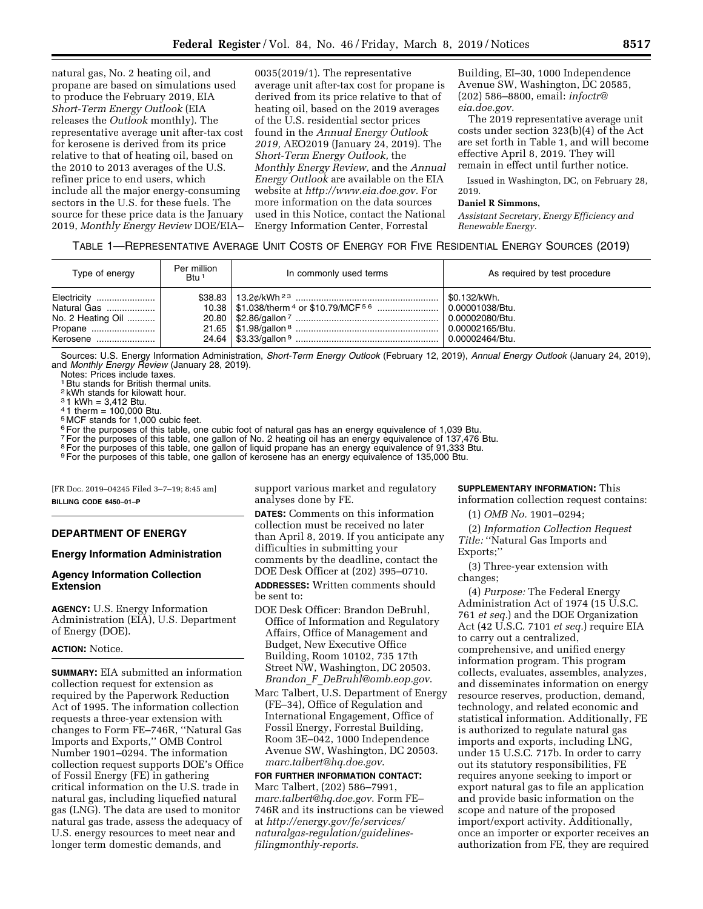natural gas, No. 2 heating oil, and propane are based on simulations used to produce the February 2019, EIA *Short-Term Energy Outlook* (EIA releases the *Outlook* monthly). The representative average unit after-tax cost for kerosene is derived from its price relative to that of heating oil, based on the 2010 to 2013 averages of the U.S. refiner price to end users, which include all the major energy-consuming sectors in the U.S. for these fuels. The source for these price data is the January 2019, *Monthly Energy Review* DOE/EIA–0035(2019/1). The representative average unit after-tax cost for propane is derived from its price relative to that of heating oil, based on the 2019 averages of the U.S. residential sector prices found in the *Annual Energy Outlook 2019,* AEO2019 (January 24, 2019). The *Short-Term Energy Outlook,* the *Monthly Energy Review,* and the *Annual Energy Outlook* are available on the EIA website at *http://www.eia.doe.gov.* For more information on the data sources used in this Notice, contact the National Energy Information Center, Forrestal Building, EI–30, 1000 Independence Avenue SW, Washington, DC 20585, (202) 586–8800, email: *infoctr@eia.doe.gov.*

The 2019 representative average unit costs under section 323(b)(4) of the Act are set forth in Table 1, and will become effective April 8, 2019. They will remain in effect until further notice.

Issued in Washington, DC, on February 28, 2019.

**Daniel R Simmons,**

*Assistant Secretary, Energy Efficiency and Renewable Energy.*

TABLE 1—REPRESENTATIVE AVERAGE UNIT COSTS OF ENERGY FOR FIVE RESIDENTIAL ENERGY SOURCES (2019)

| Type of energy | Per million Btu [1] | In commonly used terms | As required by test procedure |
|---|---|---|---|
| Electricity | $38.83 | 13.2¢/kWh [2] [3] | $0.132/kWh. |
| Natural Gas | 10.38 | $1.038/therm [4] or $10.79/MCF [5] [6] | 0.00001038/Btu. |
| No. 2 Heating Oil | 20.80 | $2.86/gallon [7] | 0.00002080/Btu. |
| Propane | 21.65 | $1.98/gallon [8] | 0.00002165/Btu. |
| Kerosene | 24.64 | $3.33/gallon [9] | 0.00002464/Btu. |

Sources: U.S. Energy Information Administration, *Short-Term Energy Outlook* (February 12, 2019), *Annual Energy Outlook* (January 24, 2019), and *Monthly Energy Review* (January 28, 2019).

Notes: Prices include taxes.

[1] Btu stands for British thermal units.

[2] kWh stands for kilowatt hour.

[3] 1 kWh = 3,412 Btu.

[4] 1 therm = 100,000 Btu.

[5] MCF stands for 1,000 cubic feet.

[6] For the purposes of this table, one cubic foot of natural gas has an energy equivalence of 1,039 Btu.

[7] For the purposes of this table, one gallon of No. 2 heating oil has an energy equivalence of 137,476 Btu.

[8] For the purposes of this table, one gallon of liquid propane has an energy equivalence of 91,333 Btu.

[9] For the purposes of this table, one gallon of kerosene has an energy equivalence of 135,000 Btu.

[FR Doc. 2019–04245 Filed 3–7–19; 8:45 am]

**BILLING CODE 6450–01–P**

## DEPARTMENT OF ENERGY

### Energy Information Administration

### Agency Information Collection Extension

**AGENCY:** U.S. Energy Information Administration (EIA), U.S. Department of Energy (DOE).

**ACTION:** Notice.

**SUMMARY:** EIA submitted an information collection request for extension as required by the Paperwork Reduction Act of 1995. The information collection requests a three-year extension with changes to Form FE–746R, ''Natural Gas Imports and Exports,'' OMB Control Number 1901–0294. The information collection request supports DOE's Office of Fossil Energy (FE) in gathering critical information on the U.S. trade in natural gas, including liquefied natural gas (LNG). The data are used to monitor natural gas trade, assess the adequacy of U.S. energy resources to meet near and longer term domestic demands, and support various market and regulatory analyses done by FE.

**DATES:** Comments on this information collection must be received no later than April 8, 2019. If you anticipate any difficulties in submitting your comments by the deadline, contact the DOE Desk Officer at (202) 395–0710.

**ADDRESSES:** Written comments should be sent to:

DOE Desk Officer: Brandon DeBruhl, Office of Information and Regulatory Affairs, Office of Management and Budget, New Executive Office Building, Room 10102, 735 17th Street NW, Washington, DC 20503. *Brandon_F_DeBruhl@omb.eop.gov*.

Marc Talbert, U.S. Department of Energy (FE–34), Office of Regulation and International Engagement, Office of Fossil Energy, Forrestal Building, Room 3E–042, 1000 Independence Avenue SW, Washington, DC 20503. *marc.talbert@hq.doe.gov*.

**FOR FURTHER INFORMATION CONTACT:** Marc Talbert, (202) 586–7991, *marc.talbert@hq.doe.gov*. Form FE–746R and its instructions can be viewed at *http://energy.gov/fe/services/naturalgas-regulation/guidelines-filingmonthly-reports*.

**SUPPLEMENTARY INFORMATION:** This information collection request contains:

(1) *OMB No.* 1901–0294;

(2) *Information Collection Request Title:* ''Natural Gas Imports and Exports;''

(3) Three-year extension with changes;

(4) *Purpose:* The Federal Energy Administration Act of 1974 (15 U.S.C. 761 *et seq.*) and the DOE Organization Act (42 U.S.C. 7101 *et seq.*) require EIA to carry out a centralized, comprehensive, and unified energy information program. This program collects, evaluates, assembles, analyzes, and disseminates information on energy resource reserves, production, demand, technology, and related economic and statistical information. Additionally, FE is authorized to regulate natural gas imports and exports, including LNG, under 15 U.S.C. 717b. In order to carry out its statutory responsibilities, FE requires anyone seeking to import or export natural gas to file an application and provide basic information on the scope and nature of the proposed import/export activity. Additionally, once an importer or exporter receives an authorization from FE, they are required